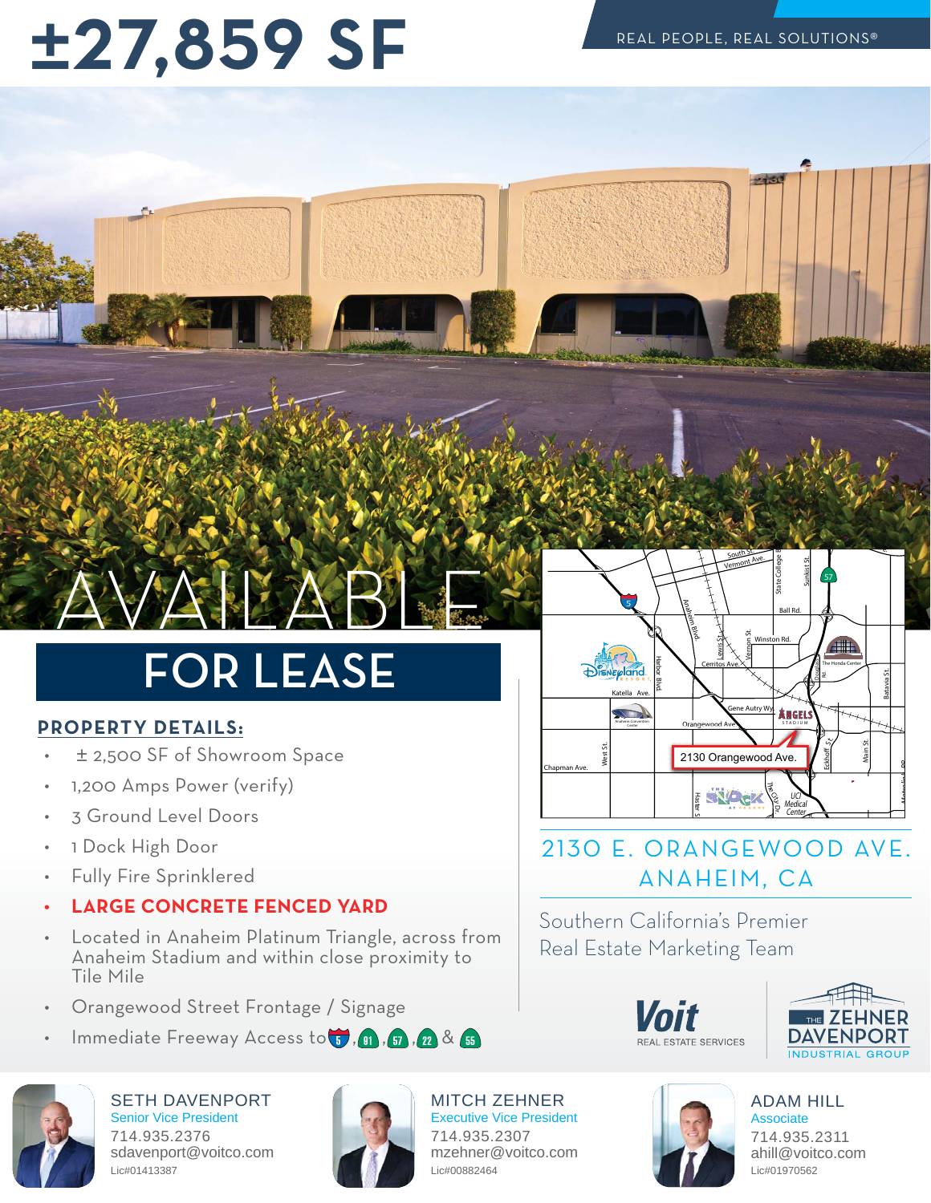# ±27,859 SF

REAL PEOPLE, REAL SOLUTIONS®

AVAILABLE

## FOR LEASE

### PROPERTY DETAILS:

- ± 2,500 SF of Showroom Space
- 1,200 Amps Power (verify)
- 3 Ground Level Doors
- 1 Dock High Door
- Fully Fire Sprinklered
- **LARGE CONCRETE FENCED YARD**
- Located in Anaheim Platinum Triangle, across from Anaheim Stadium and within close proximity to Tile Mile
- Orangewood Street Frontage / Signage
- Immediate Freeway Access to 5, 91, 57, 22 & 55

2130 Orangewood Ave.

## 2130 E. ORANGEWOOD AVE. ANAHEIM, CA

Southern California's Premier Real Estate Marketing Team

Voit REAL ESTATE SERVICES

THE ZEHNER DAVENPORT INDUSTRIAL GROUP

**SETH DAVENPORT**
Senior Vice President
714.935.2376
sdavenport@voitco.com
Lic#01413387

**MITCH ZEHNER**
Executive Vice President
714.935.2307
mzehner@voitco.com
Lic#00882464

**ADAM HILL**
Associate
714.935.2311
ahill@voitco.com
Lic#01970562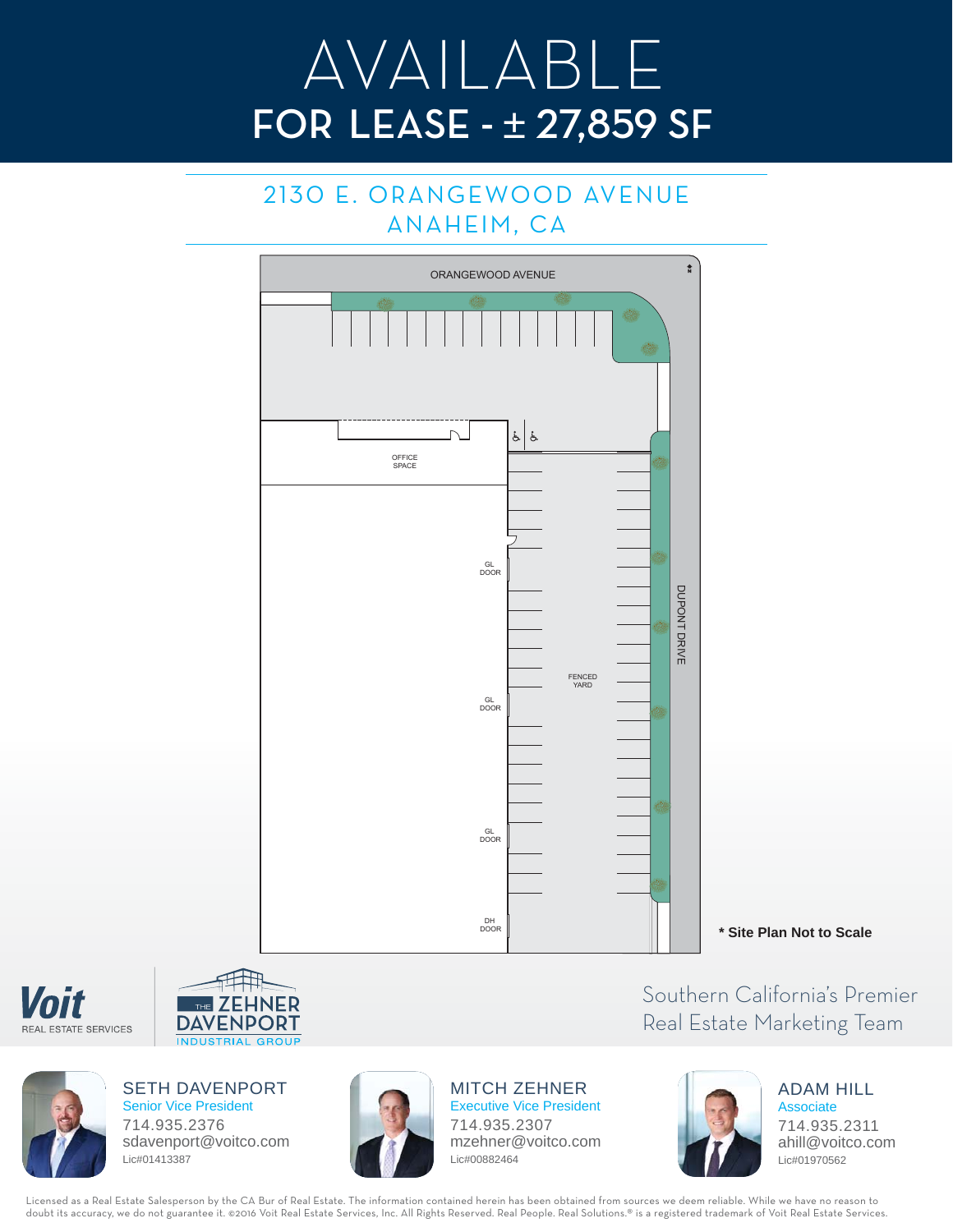# AVAILABLE

## FOR LEASE - ± 27,859 SF

### 2130 E. ORANGEWOOD AVENUE
### ANAHEIM, CA

ORANGEWOOD AVENUE

OFFICE SPACE

GL DOOR

GL DOOR

GL DOOR

DH DOOR

FENCED YARD

DUPONT DRIVE

**\* Site Plan Not to Scale**

Voit REAL ESTATE SERVICES

THE ZEHNER DAVENPORT INDUSTRIAL GROUP

Southern California's Premier Real Estate Marketing Team

**SETH DAVENPORT**
Senior Vice President
714.935.2376
sdavenport@voitco.com
Lic#01413387

**MITCH ZEHNER**
Executive Vice President
714.935.2307
mzehner@voitco.com
Lic#00882464

**ADAM HILL**
Associate
714.935.2311
ahill@voitco.com
Lic#01970562

Licensed as a Real Estate Salesperson by the CA Bur of Real Estate. The information contained herein has been obtained from sources we deem reliable. While we have no reason to doubt its accuracy, we do not guarantee it. ©2016 Voit Real Estate Services, Inc. All Rights Reserved. Real People. Real Solutions.® is a registered trademark of Voit Real Estate Services.